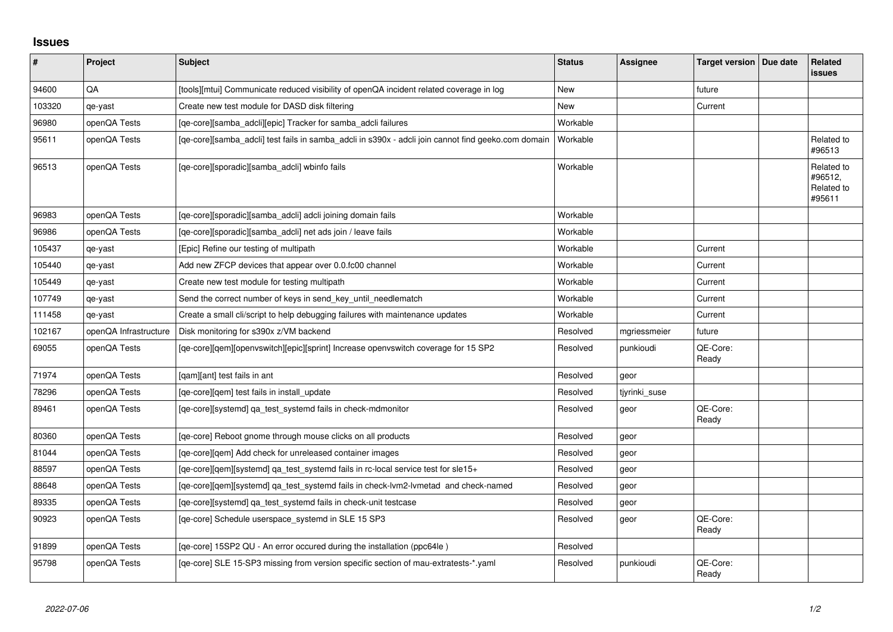# Issues

| # | Project | Subject | Status | Assignee | Target version | Due date | Related issues |
|---|---|---|---|---|---|---|---|
| 94600 | QA | [tools][mtui] Communicate reduced visibility of openQA incident related coverage in log | New | | future | | |
| 103320 | qe-yast | Create new test module for DASD disk filtering | New | | Current | | |
| 96980 | openQA Tests | [qe-core][samba_adcli][epic] Tracker for samba_adcli failures | Workable | | | | |
| 95611 | openQA Tests | [qe-core][samba_adcli] test fails in samba_adcli in s390x - adcli join cannot find geeko.com domain | Workable | | | | Related to #96513 |
| 96513 | openQA Tests | [qe-core][sporadic][samba_adcli] wbinfo fails | Workable | | | | Related to #96512, Related to #95611 |
| 96983 | openQA Tests | [qe-core][sporadic][samba_adcli] adcli joining domain fails | Workable | | | | |
| 96986 | openQA Tests | [qe-core][sporadic][samba_adcli] net ads join / leave fails | Workable | | | | |
| 105437 | qe-yast | [Epic] Refine our testing of multipath | Workable | | Current | | |
| 105440 | qe-yast | Add new ZFCP devices that appear over 0.0.fc00 channel | Workable | | Current | | |
| 105449 | qe-yast | Create new test module for testing multipath | Workable | | Current | | |
| 107749 | qe-yast | Send the correct number of keys in send_key_until_needlematch | Workable | | Current | | |
| 111458 | qe-yast | Create a small cli/script to help debugging failures with maintenance updates | Workable | | Current | | |
| 102167 | openQA Infrastructure | Disk monitoring for s390x z/VM backend | Resolved | mgriessmeier | future | | |
| 69055 | openQA Tests | [qe-core][qem][openvswitch][epic][sprint] Increase openvswitch coverage for 15 SP2 | Resolved | punkioudi | QE-Core: Ready | | |
| 71974 | openQA Tests | [qam][ant] test fails in ant | Resolved | geor | | | |
| 78296 | openQA Tests | [qe-core][qem] test fails in install_update | Resolved | tjyrinki_suse | | | |
| 89461 | openQA Tests | [qe-core][systemd] qa_test_systemd fails in check-mdmonitor | Resolved | geor | QE-Core: Ready | | |
| 80360 | openQA Tests | [qe-core] Reboot gnome through mouse clicks on all products | Resolved | geor | | | |
| 81044 | openQA Tests | [qe-core][qem] Add check for unreleased container images | Resolved | geor | | | |
| 88597 | openQA Tests | [qe-core][qem][systemd] qa_test_systemd fails in rc-local service test for sle15+ | Resolved | geor | | | |
| 88648 | openQA Tests | [qe-core][qem][systemd] qa_test_systemd fails in check-lvm2-lvmetad and check-named | Resolved | geor | | | |
| 89335 | openQA Tests | [qe-core][systemd] qa_test_systemd fails in check-unit testcase | Resolved | geor | | | |
| 90923 | openQA Tests | [qe-core] Schedule userspace_systemd in SLE 15 SP3 | Resolved | geor | QE-Core: Ready | | |
| 91899 | openQA Tests | [qe-core] 15SP2 QU - An error occured during the installation (ppc64le ) | Resolved | | | | |
| 95798 | openQA Tests | [qe-core] SLE 15-SP3 missing from version specific section of mau-extratests-*.yaml | Resolved | punkioudi | QE-Core: Ready | | |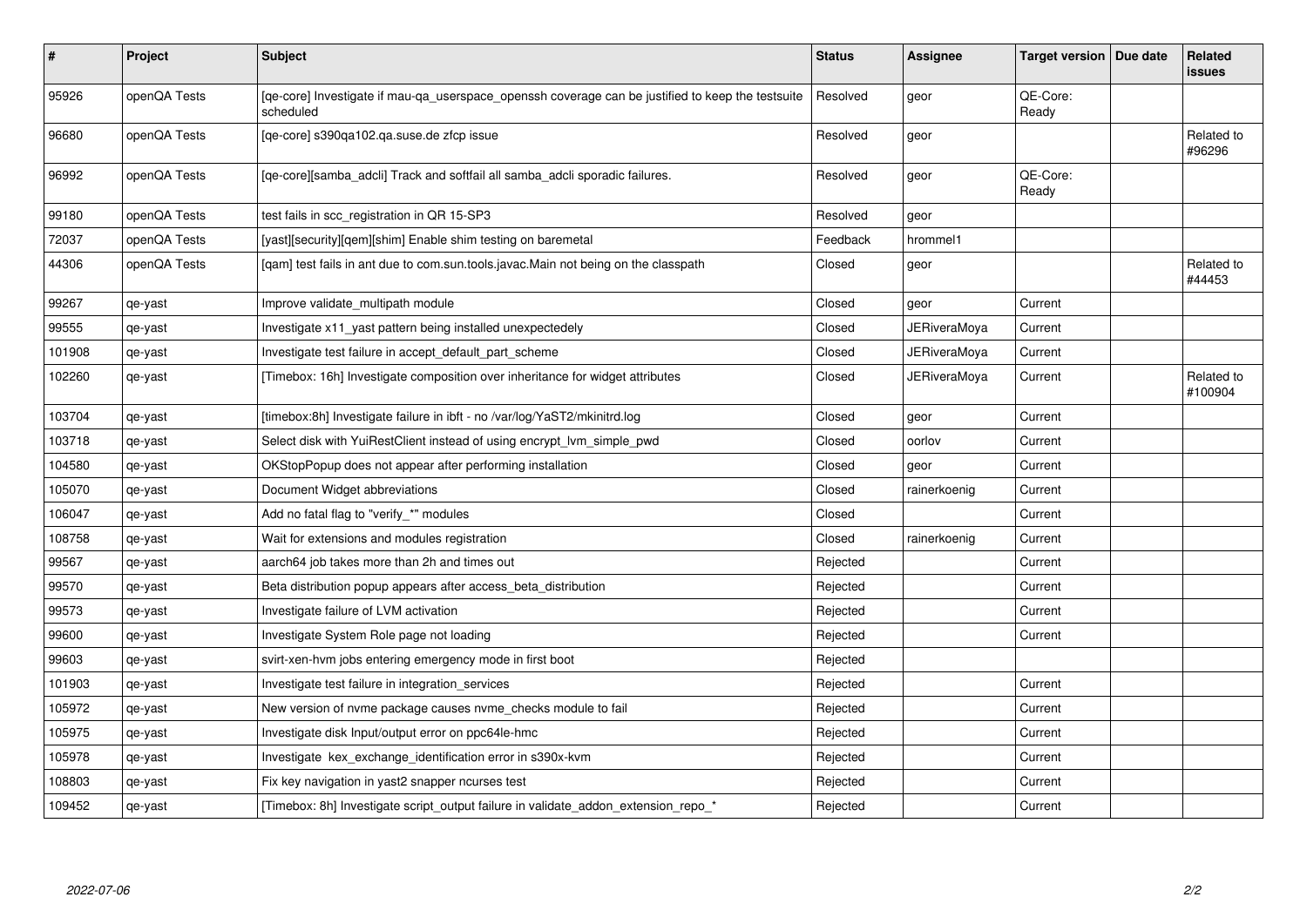| # | Project | Subject | Status | Assignee | Target version | Due date | Related issues |
|---|---|---|---|---|---|---|---|
| 95926 | openQA Tests | [qe-core] Investigate if mau-qa_userspace_openssh coverage can be justified to keep the testsuite scheduled | Resolved | geor | QE-Core: Ready | | |
| 96680 | openQA Tests | [qe-core] s390qa102.qa.suse.de zfcp issue | Resolved | geor | | | Related to #96296 |
| 96992 | openQA Tests | [qe-core][samba_adcli] Track and softfail all samba_adcli sporadic failures. | Resolved | geor | QE-Core: Ready | | |
| 99180 | openQA Tests | test fails in scc_registration in QR 15-SP3 | Resolved | geor | | | |
| 72037 | openQA Tests | [yast][security][qem][shim] Enable shim testing on baremetal | Feedback | hrommel1 | | | |
| 44306 | openQA Tests | [qam] test fails in ant due to com.sun.tools.javac.Main not being on the classpath | Closed | geor | | | Related to #44453 |
| 99267 | qe-yast | Improve validate_multipath module | Closed | geor | Current | | |
| 99555 | qe-yast | Investigate x11_yast pattern being installed unexpectedely | Closed | JERiveraMoya | Current | | |
| 101908 | qe-yast | Investigate test failure in accept_default_part_scheme | Closed | JERiveraMoya | Current | | |
| 102260 | qe-yast | [Timebox: 16h] Investigate composition over inheritance for widget attributes | Closed | JERiveraMoya | Current | | Related to #100904 |
| 103704 | qe-yast | [timebox:8h] Investigate failure in ibft - no /var/log/YaST2/mkinitrd.log | Closed | geor | Current | | |
| 103718 | qe-yast | Select disk with YuiRestClient instead of using encrypt_lvm_simple_pwd | Closed | oorlov | Current | | |
| 104580 | qe-yast | OKStopPopup does not appear after performing installation | Closed | geor | Current | | |
| 105070 | qe-yast | Document Widget abbreviations | Closed | rainerkoenig | Current | | |
| 106047 | qe-yast | Add no fatal flag to "verify_*" modules | Closed | | Current | | |
| 108758 | qe-yast | Wait for extensions and modules registration | Closed | rainerkoenig | Current | | |
| 99567 | qe-yast | aarch64 job takes more than 2h and times out | Rejected | | Current | | |
| 99570 | qe-yast | Beta distribution popup appears after access_beta_distribution | Rejected | | Current | | |
| 99573 | qe-yast | Investigate failure of LVM activation | Rejected | | Current | | |
| 99600 | qe-yast | Investigate System Role page not loading | Rejected | | Current | | |
| 99603 | qe-yast | svirt-xen-hvm jobs entering emergency mode in first boot | Rejected | | | | |
| 101903 | qe-yast | Investigate test failure in integration_services | Rejected | | Current | | |
| 105972 | qe-yast | New version of nvme package causes nvme_checks module to fail | Rejected | | Current | | |
| 105975 | qe-yast | Investigate disk Input/output error on ppc64le-hmc | Rejected | | Current | | |
| 105978 | qe-yast | Investigate kex_exchange_identification error in s390x-kvm | Rejected | | Current | | |
| 108803 | qe-yast | Fix key navigation in yast2 snapper ncurses test | Rejected | | Current | | |
| 109452 | qe-yast | [Timebox: 8h] Investigate script_output failure in validate_addon_extension_repo_* | Rejected | | Current | | |